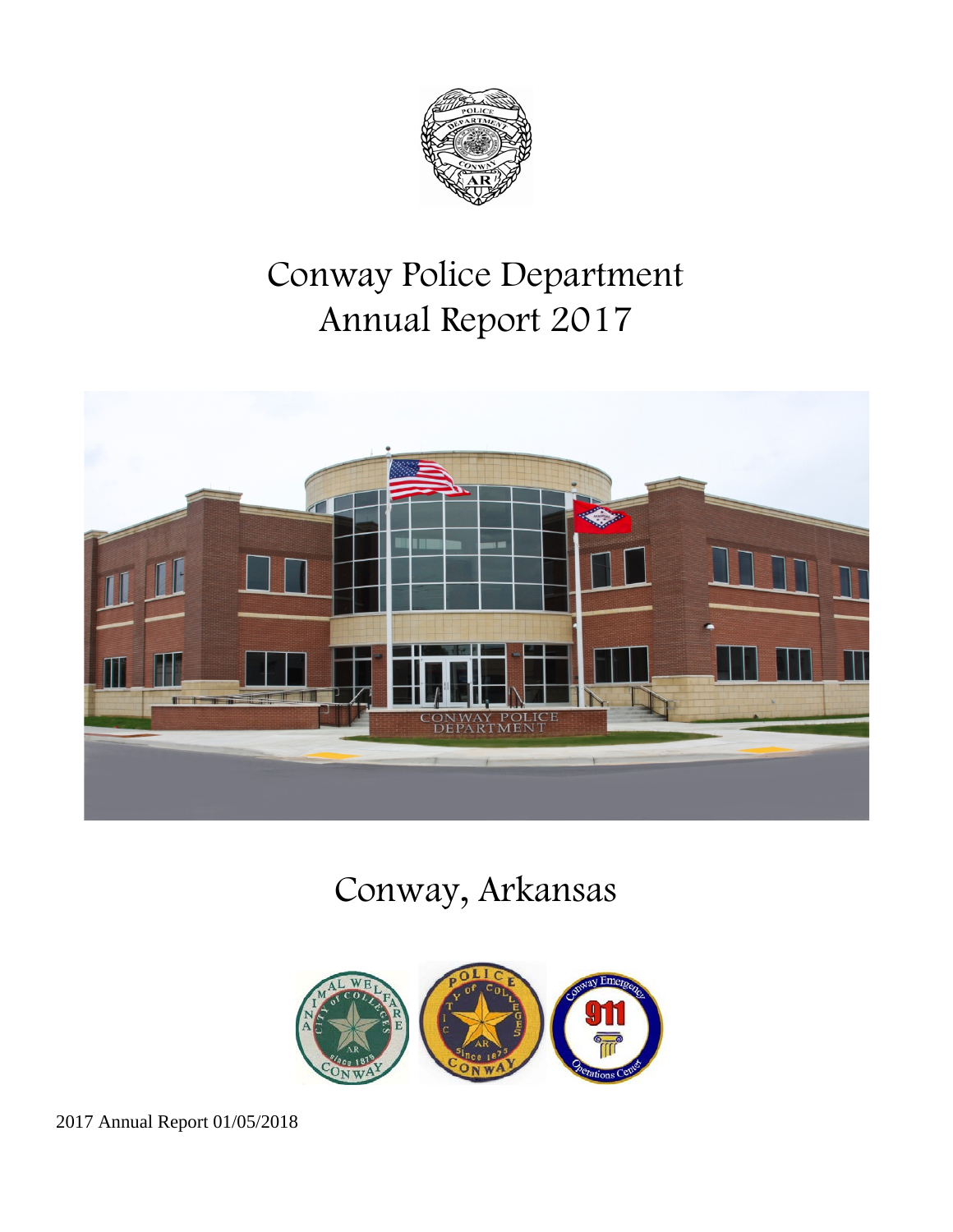# Conway Police Department
# Annual Report 2017

## Conway, Arkansas

2017 Annual Report 01/05/2018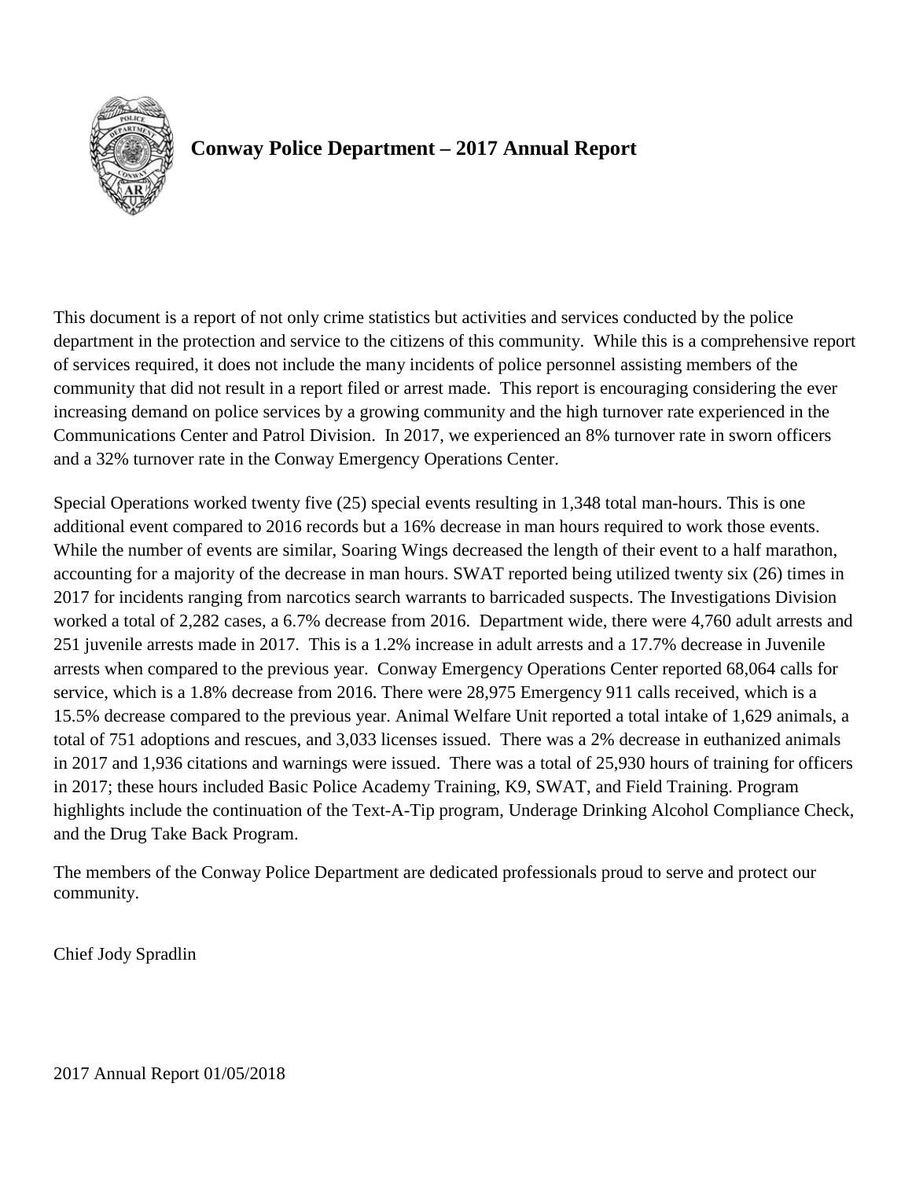# Conway Police Department – 2017 Annual Report

This document is a report of not only crime statistics but activities and services conducted by the police department in the protection and service to the citizens of this community. While this is a comprehensive report of services required, it does not include the many incidents of police personnel assisting members of the community that did not result in a report filed or arrest made. This report is encouraging considering the ever increasing demand on police services by a growing community and the high turnover rate experienced in the Communications Center and Patrol Division. In 2017, we experienced an 8% turnover rate in sworn officers and a 32% turnover rate in the Conway Emergency Operations Center.

Special Operations worked twenty five (25) special events resulting in 1,348 total man-hours. This is one additional event compared to 2016 records but a 16% decrease in man hours required to work those events. While the number of events are similar, Soaring Wings decreased the length of their event to a half marathon, accounting for a majority of the decrease in man hours. SWAT reported being utilized twenty six (26) times in 2017 for incidents ranging from narcotics search warrants to barricaded suspects. The Investigations Division worked a total of 2,282 cases, a 6.7% decrease from 2016. Department wide, there were 4,760 adult arrests and 251 juvenile arrests made in 2017. This is a 1.2% increase in adult arrests and a 17.7% decrease in Juvenile arrests when compared to the previous year. Conway Emergency Operations Center reported 68,064 calls for service, which is a 1.8% decrease from 2016. There were 28,975 Emergency 911 calls received, which is a 15.5% decrease compared to the previous year. Animal Welfare Unit reported a total intake of 1,629 animals, a total of 751 adoptions and rescues, and 3,033 licenses issued. There was a 2% decrease in euthanized animals in 2017 and 1,936 citations and warnings were issued. There was a total of 25,930 hours of training for officers in 2017; these hours included Basic Police Academy Training, K9, SWAT, and Field Training. Program highlights include the continuation of the Text-A-Tip program, Underage Drinking Alcohol Compliance Check, and the Drug Take Back Program.

The members of the Conway Police Department are dedicated professionals proud to serve and protect our community.

Chief Jody Spradlin

2017 Annual Report 01/05/2018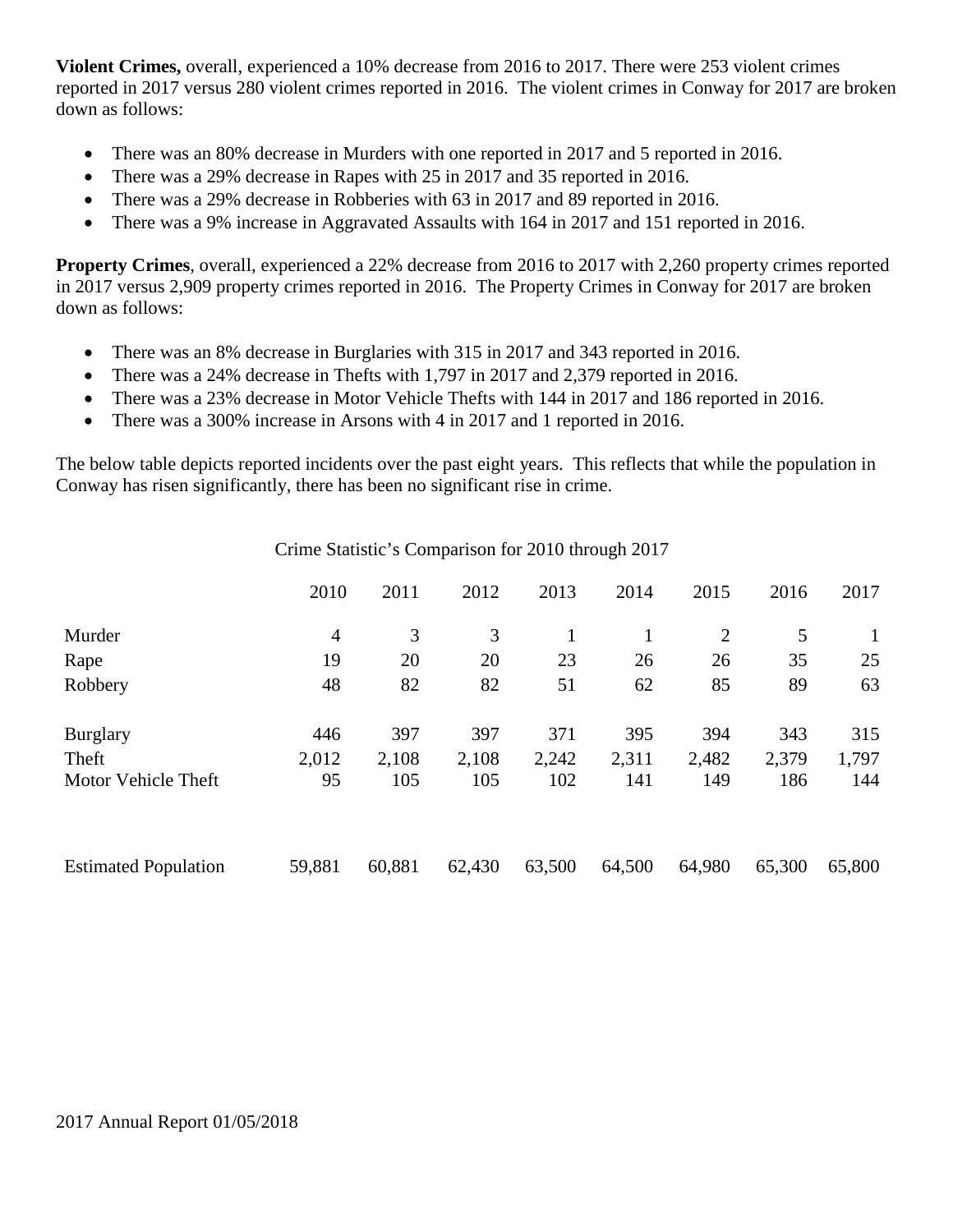**Violent Crimes,** overall, experienced a 10% decrease from 2016 to 2017. There were 253 violent crimes reported in 2017 versus 280 violent crimes reported in 2016. The violent crimes in Conway for 2017 are broken down as follows:

- There was an 80% decrease in Murders with one reported in 2017 and 5 reported in 2016.
- There was a 29% decrease in Rapes with 25 in 2017 and 35 reported in 2016.
- There was a 29% decrease in Robberies with 63 in 2017 and 89 reported in 2016.
- There was a 9% increase in Aggravated Assaults with 164 in 2017 and 151 reported in 2016.

**Property Crimes**, overall, experienced a 22% decrease from 2016 to 2017 with 2,260 property crimes reported in 2017 versus 2,909 property crimes reported in 2016. The Property Crimes in Conway for 2017 are broken down as follows:

- There was an 8% decrease in Burglaries with 315 in 2017 and 343 reported in 2016.
- There was a 24% decrease in Thefts with 1,797 in 2017 and 2,379 reported in 2016.
- There was a 23% decrease in Motor Vehicle Thefts with 144 in 2017 and 186 reported in 2016.
- There was a 300% increase in Arsons with 4 in 2017 and 1 reported in 2016.

The below table depicts reported incidents over the past eight years. This reflects that while the population in Conway has risen significantly, there has been no significant rise in crime.

Crime Statistic's Comparison for 2010 through 2017

| | 2010 | 2011 | 2012 | 2013 | 2014 | 2015 | 2016 | 2017 |
|---|---|---|---|---|---|---|---|---|
| Murder | 4 | 3 | 3 | 1 | 1 | 2 | 5 | 1 |
| Rape | 19 | 20 | 20 | 23 | 26 | 26 | 35 | 25 |
| Robbery | 48 | 82 | 82 | 51 | 62 | 85 | 89 | 63 |
| Burglary | 446 | 397 | 397 | 371 | 395 | 394 | 343 | 315 |
| Theft | 2,012 | 2,108 | 2,108 | 2,242 | 2,311 | 2,482 | 2,379 | 1,797 |
| Motor Vehicle Theft | 95 | 105 | 105 | 102 | 141 | 149 | 186 | 144 |
| Estimated Population | 59,881 | 60,881 | 62,430 | 63,500 | 64,500 | 64,980 | 65,300 | 65,800 |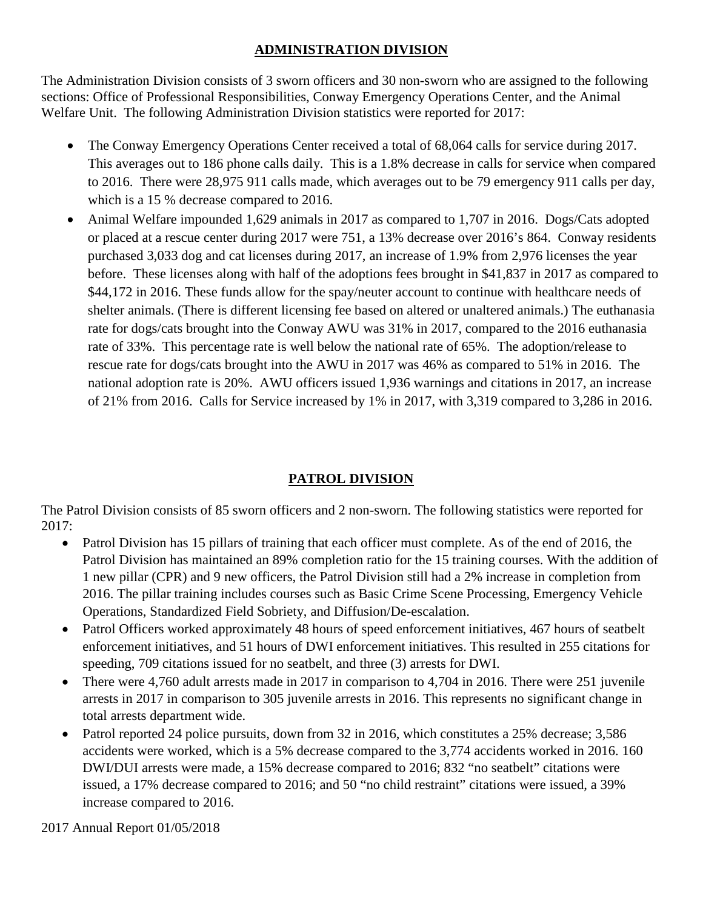## ADMINISTRATION DIVISION

The Administration Division consists of 3 sworn officers and 30 non-sworn who are assigned to the following sections: Office of Professional Responsibilities, Conway Emergency Operations Center, and the Animal Welfare Unit. The following Administration Division statistics were reported for 2017:

- The Conway Emergency Operations Center received a total of 68,064 calls for service during 2017. This averages out to 186 phone calls daily. This is a 1.8% decrease in calls for service when compared to 2016. There were 28,975 911 calls made, which averages out to be 79 emergency 911 calls per day, which is a 15 % decrease compared to 2016.
- Animal Welfare impounded 1,629 animals in 2017 as compared to 1,707 in 2016. Dogs/Cats adopted or placed at a rescue center during 2017 were 751, a 13% decrease over 2016's 864. Conway residents purchased 3,033 dog and cat licenses during 2017, an increase of 1.9% from 2,976 licenses the year before. These licenses along with half of the adoptions fees brought in $41,837 in 2017 as compared to $44,172 in 2016. These funds allow for the spay/neuter account to continue with healthcare needs of shelter animals. (There is different licensing fee based on altered or unaltered animals.) The euthanasia rate for dogs/cats brought into the Conway AWU was 31% in 2017, compared to the 2016 euthanasia rate of 33%. This percentage rate is well below the national rate of 65%. The adoption/release to rescue rate for dogs/cats brought into the AWU in 2017 was 46% as compared to 51% in 2016. The national adoption rate is 20%. AWU officers issued 1,936 warnings and citations in 2017, an increase of 21% from 2016. Calls for Service increased by 1% in 2017, with 3,319 compared to 3,286 in 2016.

## PATROL DIVISION

The Patrol Division consists of 85 sworn officers and 2 non-sworn. The following statistics were reported for 2017:

- Patrol Division has 15 pillars of training that each officer must complete. As of the end of 2016, the Patrol Division has maintained an 89% completion ratio for the 15 training courses. With the addition of 1 new pillar (CPR) and 9 new officers, the Patrol Division still had a 2% increase in completion from 2016. The pillar training includes courses such as Basic Crime Scene Processing, Emergency Vehicle Operations, Standardized Field Sobriety, and Diffusion/De-escalation.
- Patrol Officers worked approximately 48 hours of speed enforcement initiatives, 467 hours of seatbelt enforcement initiatives, and 51 hours of DWI enforcement initiatives. This resulted in 255 citations for speeding, 709 citations issued for no seatbelt, and three (3) arrests for DWI.
- There were 4,760 adult arrests made in 2017 in comparison to 4,704 in 2016. There were 251 juvenile arrests in 2017 in comparison to 305 juvenile arrests in 2016. This represents no significant change in total arrests department wide.
- Patrol reported 24 police pursuits, down from 32 in 2016, which constitutes a 25% decrease; 3,586 accidents were worked, which is a 5% decrease compared to the 3,774 accidents worked in 2016. 160 DWI/DUI arrests were made, a 15% decrease compared to 2016; 832 "no seatbelt" citations were issued, a 17% decrease compared to 2016; and 50 "no child restraint" citations were issued, a 39% increase compared to 2016.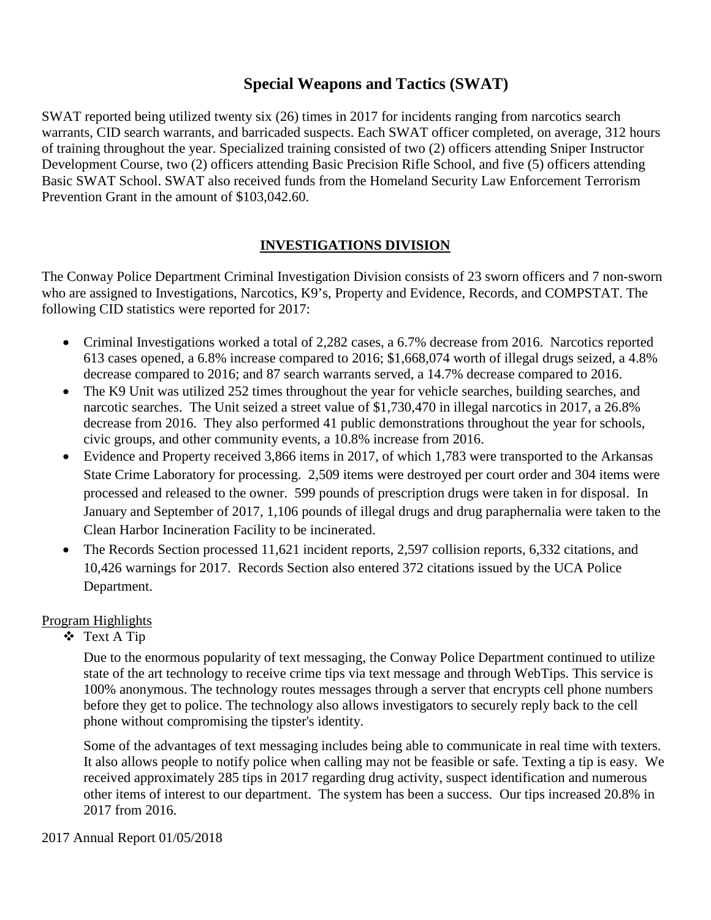## Special Weapons and Tactics (SWAT)

SWAT reported being utilized twenty six (26) times in 2017 for incidents ranging from narcotics search warrants, CID search warrants, and barricaded suspects. Each SWAT officer completed, on average, 312 hours of training throughout the year. Specialized training consisted of two (2) officers attending Sniper Instructor Development Course, two (2) officers attending Basic Precision Rifle School, and five (5) officers attending Basic SWAT School. SWAT also received funds from the Homeland Security Law Enforcement Terrorism Prevention Grant in the amount of $103,042.60.

## INVESTIGATIONS DIVISION

The Conway Police Department Criminal Investigation Division consists of 23 sworn officers and 7 non-sworn who are assigned to Investigations, Narcotics, K9's, Property and Evidence, Records, and COMPSTAT. The following CID statistics were reported for 2017:

- Criminal Investigations worked a total of 2,282 cases, a 6.7% decrease from 2016. Narcotics reported 613 cases opened, a 6.8% increase compared to 2016; $1,668,074 worth of illegal drugs seized, a 4.8% decrease compared to 2016; and 87 search warrants served, a 14.7% decrease compared to 2016.
- The K9 Unit was utilized 252 times throughout the year for vehicle searches, building searches, and narcotic searches. The Unit seized a street value of $1,730,470 in illegal narcotics in 2017, a 26.8% decrease from 2016. They also performed 41 public demonstrations throughout the year for schools, civic groups, and other community events, a 10.8% increase from 2016.
- Evidence and Property received 3,866 items in 2017, of which 1,783 were transported to the Arkansas State Crime Laboratory for processing. 2,509 items were destroyed per court order and 304 items were processed and released to the owner. 599 pounds of prescription drugs were taken in for disposal. In January and September of 2017, 1,106 pounds of illegal drugs and drug paraphernalia were taken to the Clean Harbor Incineration Facility to be incinerated.
- The Records Section processed 11,621 incident reports, 2,597 collision reports, 6,332 citations, and 10,426 warnings for 2017. Records Section also entered 372 citations issued by the UCA Police Department.

Program Highlights

- Text A Tip

  Due to the enormous popularity of text messaging, the Conway Police Department continued to utilize state of the art technology to receive crime tips via text message and through WebTips. This service is 100% anonymous. The technology routes messages through a server that encrypts cell phone numbers before they get to police. The technology also allows investigators to securely reply back to the cell phone without compromising the tipster's identity.

  Some of the advantages of text messaging includes being able to communicate in real time with texters. It also allows people to notify police when calling may not be feasible or safe. Texting a tip is easy. We received approximately 285 tips in 2017 regarding drug activity, suspect identification and numerous other items of interest to our department. The system has been a success. Our tips increased 20.8% in 2017 from 2016.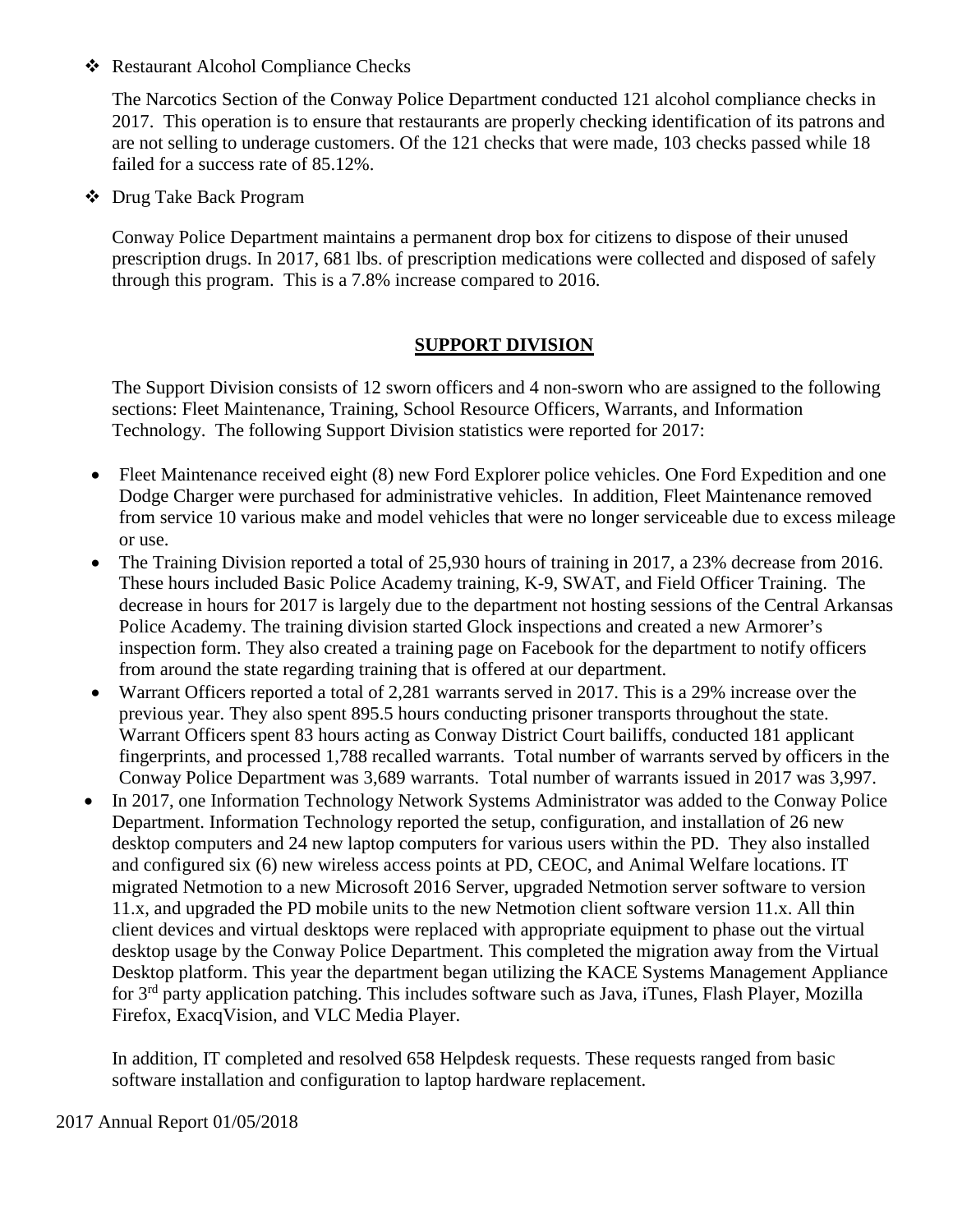- Restaurant Alcohol Compliance Checks

  The Narcotics Section of the Conway Police Department conducted 121 alcohol compliance checks in 2017. This operation is to ensure that restaurants are properly checking identification of its patrons and are not selling to underage customers. Of the 121 checks that were made, 103 checks passed while 18 failed for a success rate of 85.12%.

- Drug Take Back Program

  Conway Police Department maintains a permanent drop box for citizens to dispose of their unused prescription drugs. In 2017, 681 lbs. of prescription medications were collected and disposed of safely through this program. This is a 7.8% increase compared to 2016.

## SUPPORT DIVISION

The Support Division consists of 12 sworn officers and 4 non-sworn who are assigned to the following sections: Fleet Maintenance, Training, School Resource Officers, Warrants, and Information Technology. The following Support Division statistics were reported for 2017:

- Fleet Maintenance received eight (8) new Ford Explorer police vehicles. One Ford Expedition and one Dodge Charger were purchased for administrative vehicles. In addition, Fleet Maintenance removed from service 10 various make and model vehicles that were no longer serviceable due to excess mileage or use.
- The Training Division reported a total of 25,930 hours of training in 2017, a 23% decrease from 2016. These hours included Basic Police Academy training, K-9, SWAT, and Field Officer Training. The decrease in hours for 2017 is largely due to the department not hosting sessions of the Central Arkansas Police Academy. The training division started Glock inspections and created a new Armorer's inspection form. They also created a training page on Facebook for the department to notify officers from around the state regarding training that is offered at our department.
- Warrant Officers reported a total of 2,281 warrants served in 2017. This is a 29% increase over the previous year. They also spent 895.5 hours conducting prisoner transports throughout the state. Warrant Officers spent 83 hours acting as Conway District Court bailiffs, conducted 181 applicant fingerprints, and processed 1,788 recalled warrants. Total number of warrants served by officers in the Conway Police Department was 3,689 warrants. Total number of warrants issued in 2017 was 3,997.
- In 2017, one Information Technology Network Systems Administrator was added to the Conway Police Department. Information Technology reported the setup, configuration, and installation of 26 new desktop computers and 24 new laptop computers for various users within the PD. They also installed and configured six (6) new wireless access points at PD, CEOC, and Animal Welfare locations. IT migrated Netmotion to a new Microsoft 2016 Server, upgraded Netmotion server software to version 11.x, and upgraded the PD mobile units to the new Netmotion client software version 11.x. All thin client devices and virtual desktops were replaced with appropriate equipment to phase out the virtual desktop usage by the Conway Police Department. This completed the migration away from the Virtual Desktop platform. This year the department began utilizing the KACE Systems Management Appliance for 3rd party application patching. This includes software such as Java, iTunes, Flash Player, Mozilla Firefox, ExacqVision, and VLC Media Player.

  In addition, IT completed and resolved 658 Helpdesk requests. These requests ranged from basic software installation and configuration to laptop hardware replacement.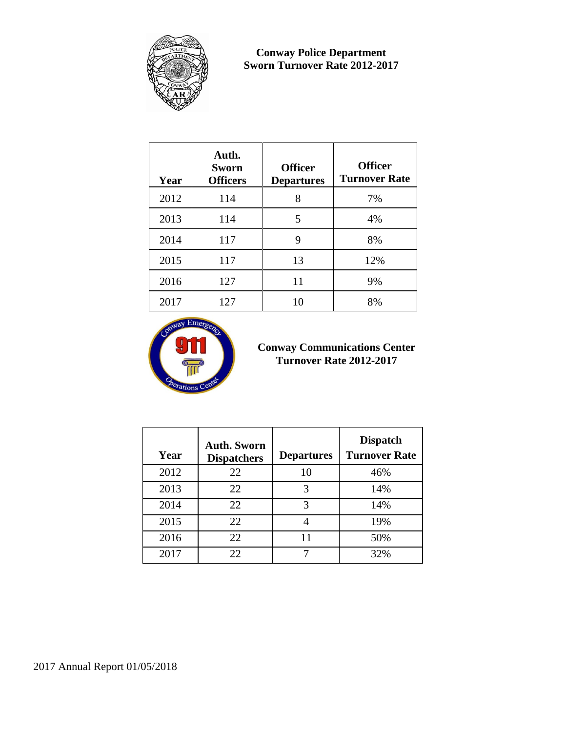## Conway Police Department
## Sworn Turnover Rate 2012-2017

| Year | Auth. Sworn Officers | Officer Departures | Officer Turnover Rate |
|---|---|---|---|
| 2012 | 114 | 8 | 7% |
| 2013 | 114 | 5 | 4% |
| 2014 | 117 | 9 | 8% |
| 2015 | 117 | 13 | 12% |
| 2016 | 127 | 11 | 9% |
| 2017 | 127 | 10 | 8% |

## Conway Communications Center
## Turnover Rate 2012-2017

| Year | Auth. Sworn Dispatchers | Departures | Dispatch Turnover Rate |
|---|---|---|---|
| 2012 | 22 | 10 | 46% |
| 2013 | 22 | 3 | 14% |
| 2014 | 22 | 3 | 14% |
| 2015 | 22 | 4 | 19% |
| 2016 | 22 | 11 | 50% |
| 2017 | 22 | 7 | 32% |

2017 Annual Report 01/05/2018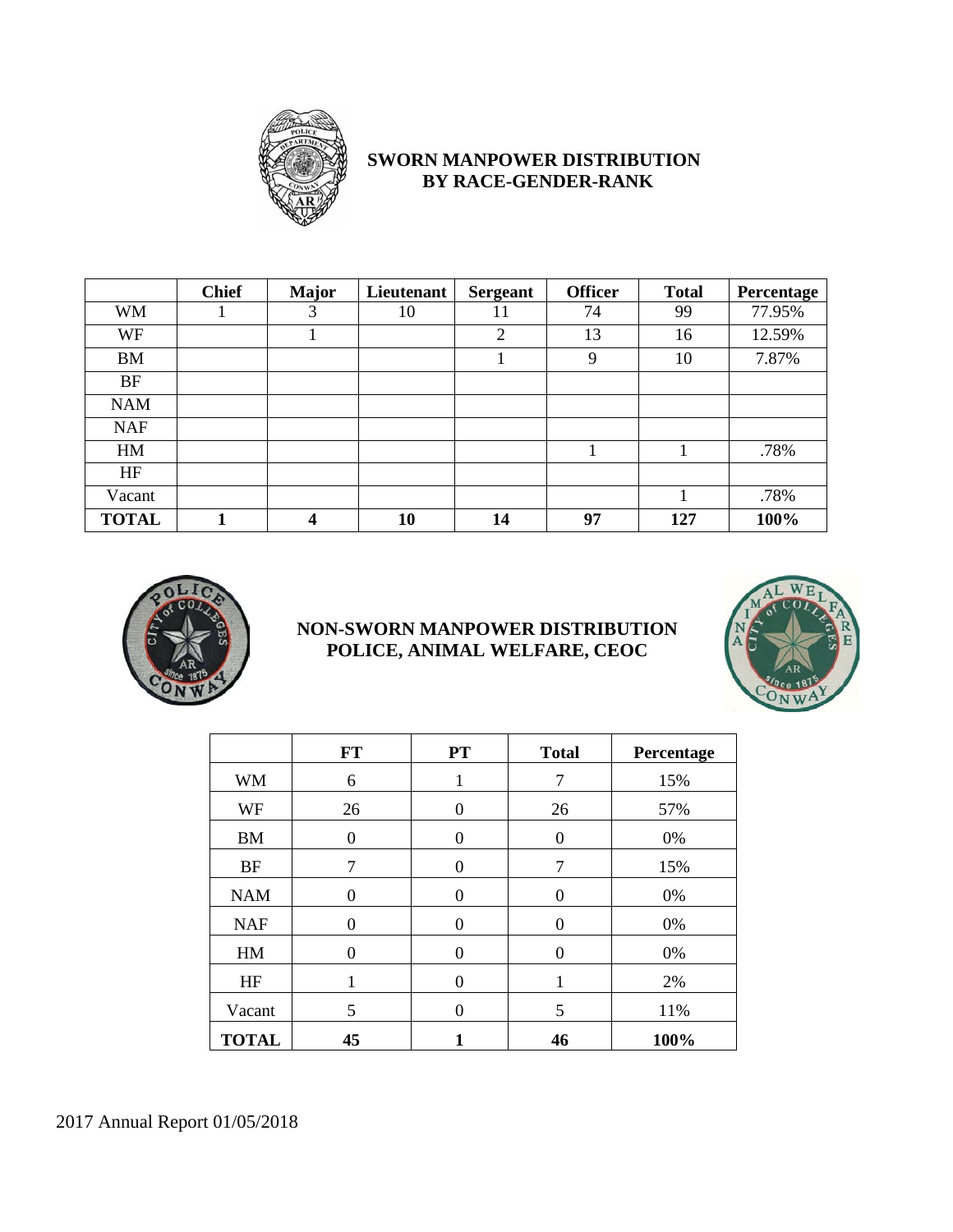## SWORN MANPOWER DISTRIBUTION BY RACE-GENDER-RANK

| | Chief | Major | Lieutenant | Sergeant | Officer | Total | Percentage |
|---|---|---|---|---|---|---|---|
| WM | 1 | 3 | 10 | 11 | 74 | 99 | 77.95% |
| WF | | 1 | | 2 | 13 | 16 | 12.59% |
| BM | | | | 1 | 9 | 10 | 7.87% |
| BF | | | | | | | |
| NAM | | | | | | | |
| NAF | | | | | | | |
| HM | | | | | 1 | 1 | .78% |
| HF | | | | | | | |
| Vacant | | | | | | 1 | .78% |
| **TOTAL** | **1** | **4** | **10** | **14** | **97** | **127** | **100%** |

## NON-SWORN MANPOWER DISTRIBUTION POLICE, ANIMAL WELFARE, CEOC

| | FT | PT | Total | Percentage |
|---|---|---|---|---|
| WM | 6 | 1 | 7 | 15% |
| WF | 26 | 0 | 26 | 57% |
| BM | 0 | 0 | 0 | 0% |
| BF | 7 | 0 | 7 | 15% |
| NAM | 0 | 0 | 0 | 0% |
| NAF | 0 | 0 | 0 | 0% |
| HM | 0 | 0 | 0 | 0% |
| HF | 1 | 0 | 1 | 2% |
| Vacant | 5 | 0 | 5 | 11% |
| **TOTAL** | **45** | **1** | **46** | **100%** |

2017 Annual Report 01/05/2018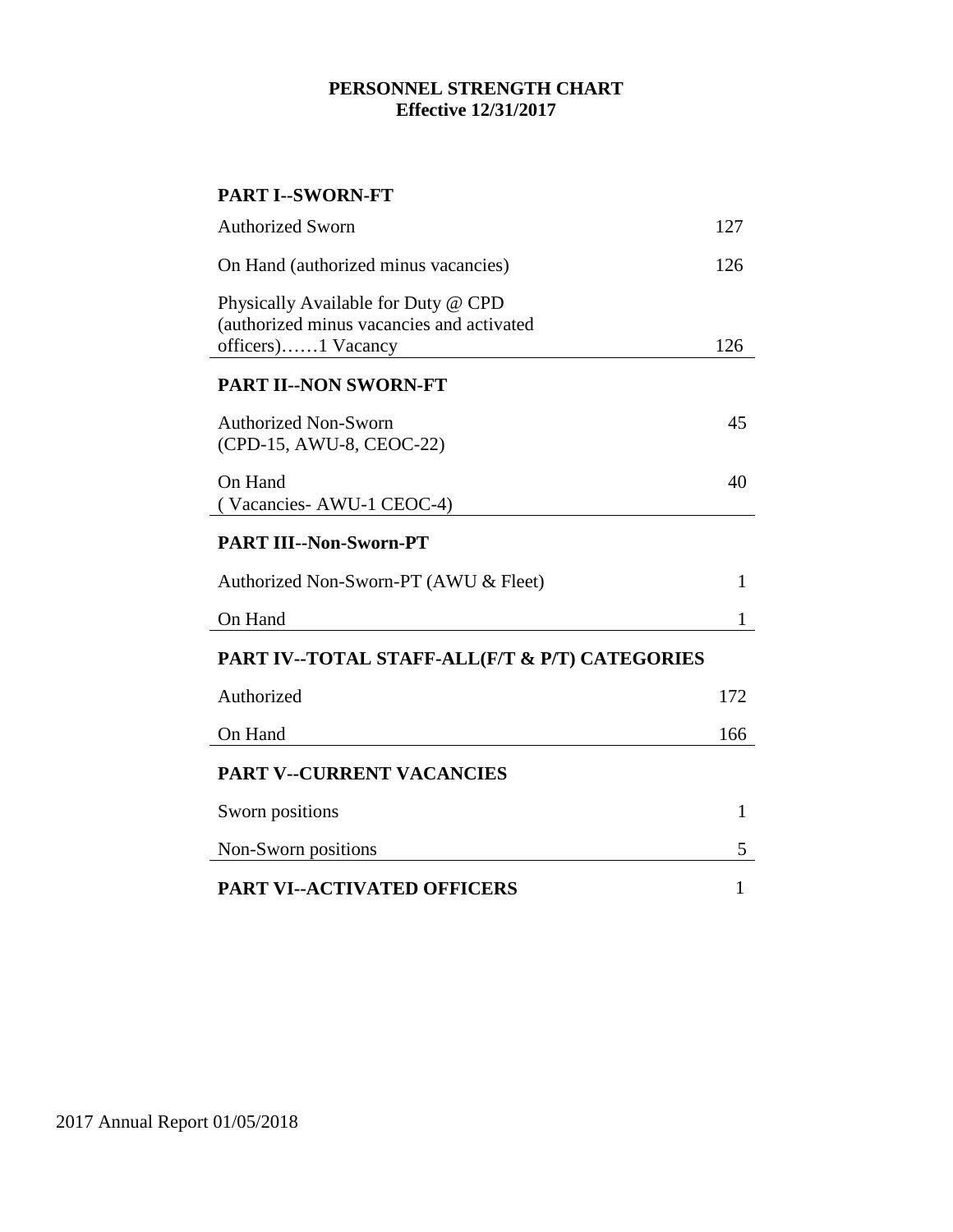# PERSONNEL STRENGTH CHART
## Effective 12/31/2017

| | |
|---|---|
| **PART I--SWORN-FT** | |
| Authorized Sworn | 127 |
| On Hand (authorized minus vacancies) | 126 |
| Physically Available for Duty @ CPD (authorized minus vacancies and activated officers)……1 Vacancy | 126 |
| **PART II--NON SWORN-FT** | |
| Authorized Non-Sworn (CPD-15, AWU-8, CEOC-22) | 45 |
| On Hand ( Vacancies- AWU-1 CEOC-4) | 40 |
| **PART III--Non-Sworn-PT** | |
| Authorized Non-Sworn-PT (AWU & Fleet) | 1 |
| On Hand | 1 |
| **PART IV--TOTAL STAFF-ALL(F/T & P/T) CATEGORIES** | |
| Authorized | 172 |
| On Hand | 166 |
| **PART V--CURRENT VACANCIES** | |
| Sworn positions | 1 |
| Non-Sworn positions | 5 |
| **PART VI--ACTIVATED OFFICERS** | 1 |

2017 Annual Report 01/05/2018